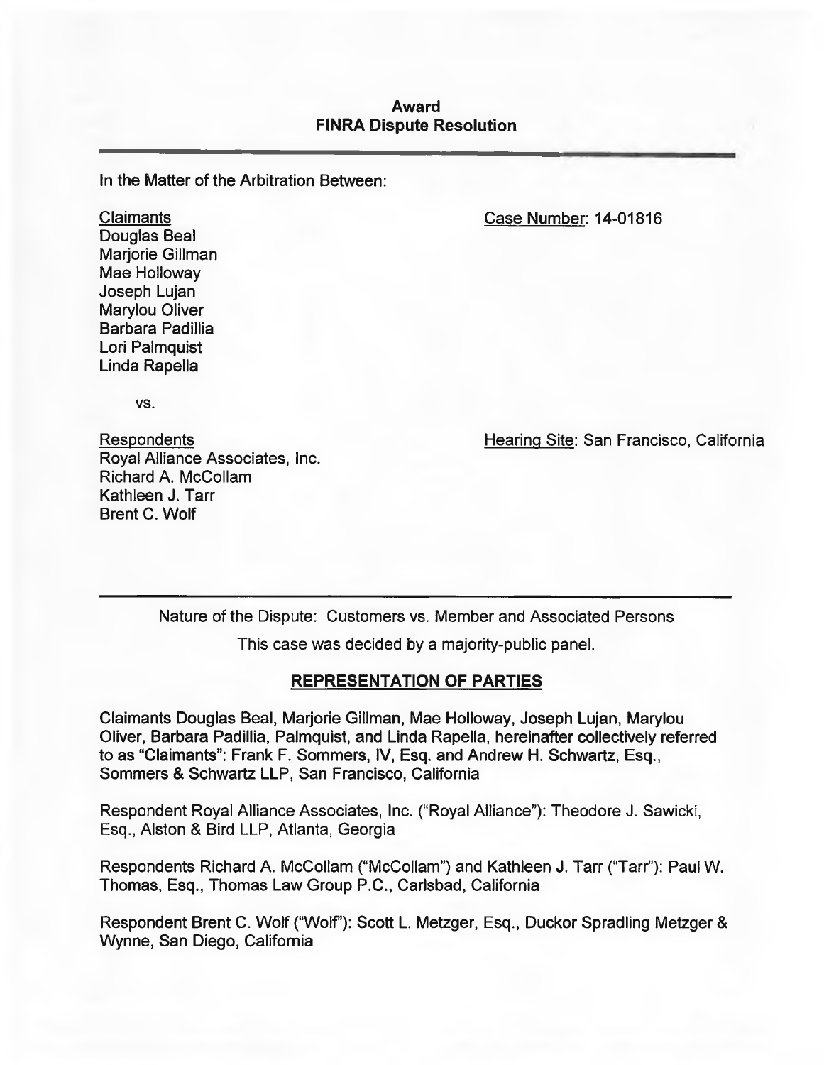# Award
# FINRA Dispute Resolution

In the Matter of the Arbitration Between:

Claimants
Douglas Beal
Marjorie Gillman
Mae Holloway
Joseph Lujan
Marylou Oliver
Barbara Padillia
Lori Palmquist
Linda Rapella

Case Number: 14-01816

vs.

Respondents
Royal Alliance Associates, Inc.
Richard A. McCollam
Kathleen J. Tarr
Brent C. Wolf

Hearing Site: San Francisco, California

---

Nature of the Dispute: Customers vs. Member and Associated Persons

This case was decided by a majority-public panel.

## REPRESENTATION OF PARTIES

Claimants Douglas Beal, Marjorie Gillman, Mae Holloway, Joseph Lujan, Marylou Oliver, Barbara Padillia, Palmquist, and Linda Rapella, hereinafter collectively referred to as "Claimants": Frank F. Sommers, IV, Esq. and Andrew H. Schwartz, Esq., Sommers & Schwartz LLP, San Francisco, California

Respondent Royal Alliance Associates, Inc. ("Royal Alliance"): Theodore J. Sawicki, Esq., Alston & Bird LLP, Atlanta, Georgia

Respondents Richard A. McCollam ("McCollam") and Kathleen J. Tarr ("Tarr"): Paul W. Thomas, Esq., Thomas Law Group P.C., Carlsbad, California

Respondent Brent C. Wolf ("Wolf"): Scott L. Metzger, Esq., Duckor Spradling Metzger & Wynne, San Diego, California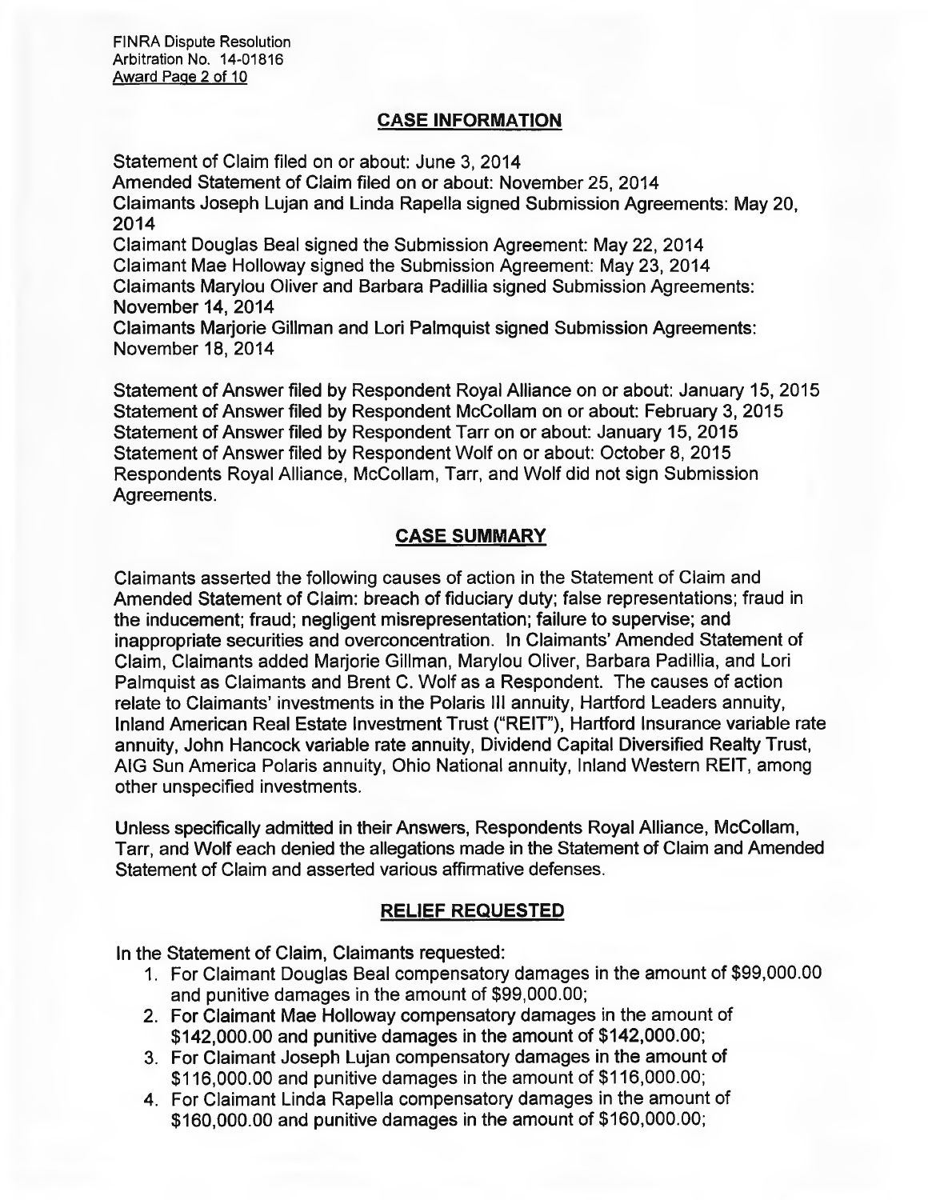## CASE INFORMATION

Statement of Claim filed on or about: June 3, 2014
Amended Statement of Claim filed on or about: November 25, 2014
Claimants Joseph Lujan and Linda Rapella signed Submission Agreements: May 20, 2014
Claimant Douglas Beal signed the Submission Agreement: May 22, 2014
Claimant Mae Holloway signed the Submission Agreement: May 23, 2014
Claimants Marylou Oliver and Barbara Padillia signed Submission Agreements: November 14, 2014
Claimants Marjorie Gillman and Lori Palmquist signed Submission Agreements: November 18, 2014

Statement of Answer filed by Respondent Royal Alliance on or about: January 15, 2015
Statement of Answer filed by Respondent McCollam on or about: February 3, 2015
Statement of Answer filed by Respondent Tarr on or about: January 15, 2015
Statement of Answer filed by Respondent Wolf on or about: October 8, 2015
Respondents Royal Alliance, McCollam, Tarr, and Wolf did not sign Submission Agreements.

## CASE SUMMARY

Claimants asserted the following causes of action in the Statement of Claim and Amended Statement of Claim: breach of fiduciary duty; false representations; fraud in the inducement; fraud; negligent misrepresentation; failure to supervise; and inappropriate securities and overconcentration. In Claimants' Amended Statement of Claim, Claimants added Marjorie Gillman, Marylou Oliver, Barbara Padillia, and Lori Palmquist as Claimants and Brent C. Wolf as a Respondent. The causes of action relate to Claimants' investments in the Polaris III annuity, Hartford Leaders annuity, Inland American Real Estate Investment Trust ("REIT"), Hartford Insurance variable rate annuity, John Hancock variable rate annuity, Dividend Capital Diversified Realty Trust, AIG Sun America Polaris annuity, Ohio National annuity, Inland Western REIT, among other unspecified investments.

Unless specifically admitted in their Answers, Respondents Royal Alliance, McCollam, Tarr, and Wolf each denied the allegations made in the Statement of Claim and Amended Statement of Claim and asserted various affirmative defenses.

## RELIEF REQUESTED

In the Statement of Claim, Claimants requested:

1. For Claimant Douglas Beal compensatory damages in the amount of $99,000.00 and punitive damages in the amount of $99,000.00;
2. For Claimant Mae Holloway compensatory damages in the amount of $142,000.00 and punitive damages in the amount of $142,000.00;
3. For Claimant Joseph Lujan compensatory damages in the amount of $116,000.00 and punitive damages in the amount of $116,000.00;
4. For Claimant Linda Rapella compensatory damages in the amount of $160,000.00 and punitive damages in the amount of $160,000.00;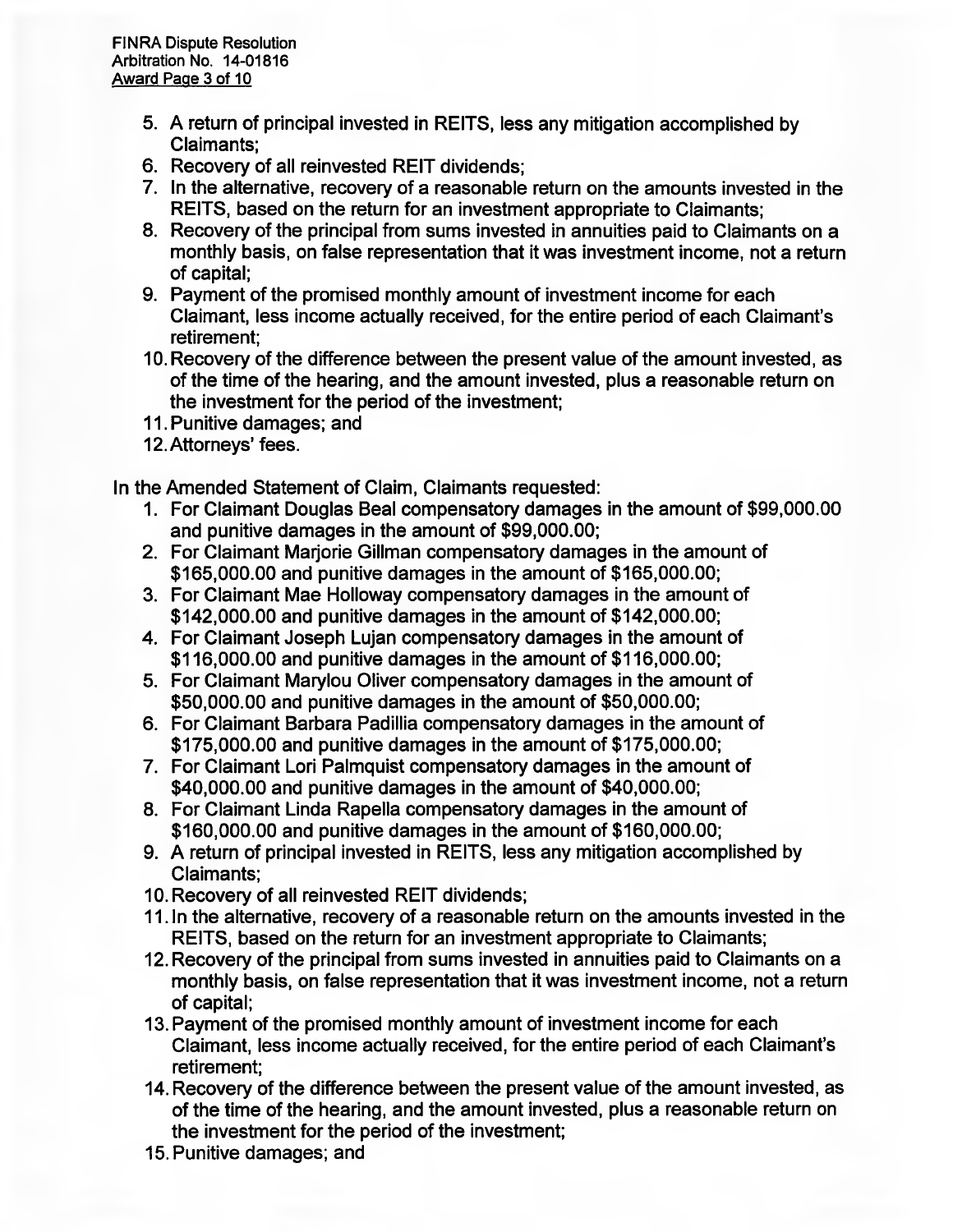5. A return of principal invested in REITS, less any mitigation accomplished by Claimants;
6. Recovery of all reinvested REIT dividends;
7. In the alternative, recovery of a reasonable return on the amounts invested in the REITS, based on the return for an investment appropriate to Claimants;
8. Recovery of the principal from sums invested in annuities paid to Claimants on a monthly basis, on false representation that it was investment income, not a return of capital;
9. Payment of the promised monthly amount of investment income for each Claimant, less income actually received, for the entire period of each Claimant's retirement;
10. Recovery of the difference between the present value of the amount invested, as of the time of the hearing, and the amount invested, plus a reasonable return on the investment for the period of the investment;
11. Punitive damages; and
12. Attorneys' fees.

In the Amended Statement of Claim, Claimants requested:

1. For Claimant Douglas Beal compensatory damages in the amount of $99,000.00 and punitive damages in the amount of $99,000.00;
2. For Claimant Marjorie Gillman compensatory damages in the amount of $165,000.00 and punitive damages in the amount of $165,000.00;
3. For Claimant Mae Holloway compensatory damages in the amount of $142,000.00 and punitive damages in the amount of $142,000.00;
4. For Claimant Joseph Lujan compensatory damages in the amount of $116,000.00 and punitive damages in the amount of $116,000.00;
5. For Claimant Marylou Oliver compensatory damages in the amount of $50,000.00 and punitive damages in the amount of $50,000.00;
6. For Claimant Barbara Padillia compensatory damages in the amount of $175,000.00 and punitive damages in the amount of $175,000.00;
7. For Claimant Lori Palmquist compensatory damages in the amount of $40,000.00 and punitive damages in the amount of $40,000.00;
8. For Claimant Linda Rapella compensatory damages in the amount of $160,000.00 and punitive damages in the amount of $160,000.00;
9. A return of principal invested in REITS, less any mitigation accomplished by Claimants;
10. Recovery of all reinvested REIT dividends;
11. In the alternative, recovery of a reasonable return on the amounts invested in the REITS, based on the return for an investment appropriate to Claimants;
12. Recovery of the principal from sums invested in annuities paid to Claimants on a monthly basis, on false representation that it was investment income, not a return of capital;
13. Payment of the promised monthly amount of investment income for each Claimant, less income actually received, for the entire period of each Claimant's retirement;
14. Recovery of the difference between the present value of the amount invested, as of the time of the hearing, and the amount invested, plus a reasonable return on the investment for the period of the investment;
15. Punitive damages; and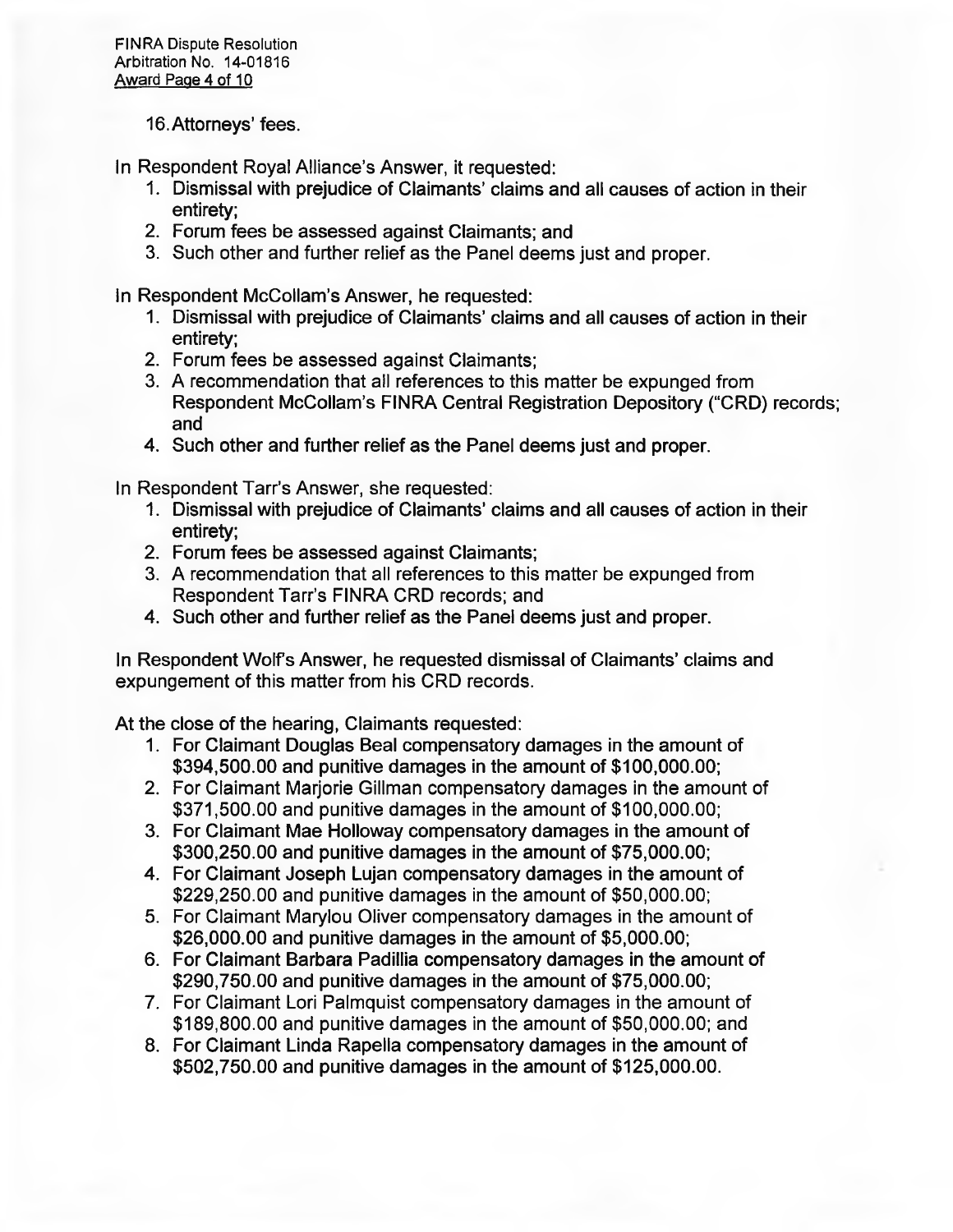16. Attorneys' fees.

In Respondent Royal Alliance's Answer, it requested:

1. Dismissal with prejudice of Claimants' claims and all causes of action in their entirety;
2. Forum fees be assessed against Claimants; and
3. Such other and further relief as the Panel deems just and proper.

In Respondent McCollam's Answer, he requested:

1. Dismissal with prejudice of Claimants' claims and all causes of action in their entirety;
2. Forum fees be assessed against Claimants;
3. A recommendation that all references to this matter be expunged from Respondent McCollam's FINRA Central Registration Depository ("CRD) records; and
4. Such other and further relief as the Panel deems just and proper.

In Respondent Tarr's Answer, she requested:

1. Dismissal with prejudice of Claimants' claims and all causes of action in their entirety;
2. Forum fees be assessed against Claimants;
3. A recommendation that all references to this matter be expunged from Respondent Tarr's FINRA CRD records; and
4. Such other and further relief as the Panel deems just and proper.

In Respondent Wolf's Answer, he requested dismissal of Claimants' claims and expungement of this matter from his CRD records.

At the close of the hearing, Claimants requested:

1. For Claimant Douglas Beal compensatory damages in the amount of $394,500.00 and punitive damages in the amount of $100,000.00;
2. For Claimant Marjorie Gillman compensatory damages in the amount of $371,500.00 and punitive damages in the amount of $100,000.00;
3. For Claimant Mae Holloway compensatory damages in the amount of $300,250.00 and punitive damages in the amount of $75,000.00;
4. For Claimant Joseph Lujan compensatory damages in the amount of $229,250.00 and punitive damages in the amount of $50,000.00;
5. For Claimant Marylou Oliver compensatory damages in the amount of $26,000.00 and punitive damages in the amount of $5,000.00;
6. For Claimant Barbara Padillia compensatory damages in the amount of $290,750.00 and punitive damages in the amount of $75,000.00;
7. For Claimant Lori Palmquist compensatory damages in the amount of $189,800.00 and punitive damages in the amount of $50,000.00; and
8. For Claimant Linda Rapella compensatory damages in the amount of $502,750.00 and punitive damages in the amount of $125,000.00.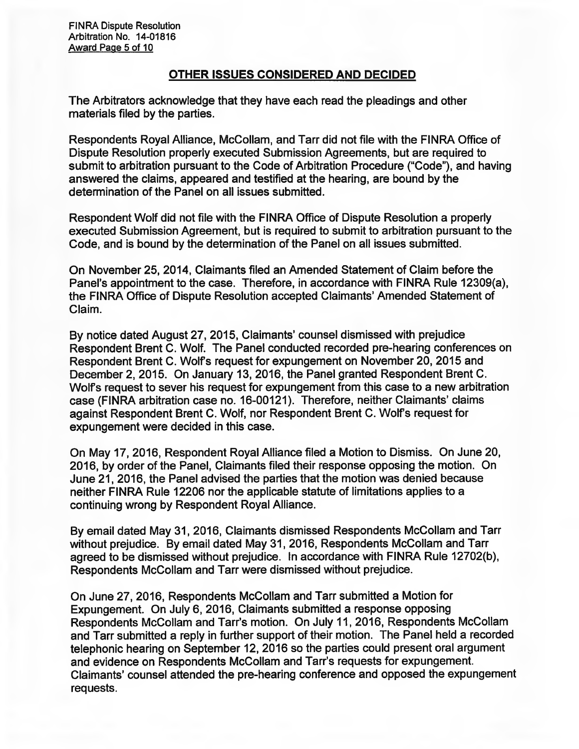## OTHER ISSUES CONSIDERED AND DECIDED

The Arbitrators acknowledge that they have each read the pleadings and other materials filed by the parties.

Respondents Royal Alliance, McCollam, and Tarr did not file with the FINRA Office of Dispute Resolution properly executed Submission Agreements, but are required to submit to arbitration pursuant to the Code of Arbitration Procedure ("Code"), and having answered the claims, appeared and testified at the hearing, are bound by the determination of the Panel on all issues submitted.

Respondent Wolf did not file with the FINRA Office of Dispute Resolution a properly executed Submission Agreement, but is required to submit to arbitration pursuant to the Code, and is bound by the determination of the Panel on all issues submitted.

On November 25, 2014, Claimants filed an Amended Statement of Claim before the Panel's appointment to the case. Therefore, in accordance with FINRA Rule 12309(a), the FINRA Office of Dispute Resolution accepted Claimants' Amended Statement of Claim.

By notice dated August 27, 2015, Claimants' counsel dismissed with prejudice Respondent Brent C. Wolf. The Panel conducted recorded pre-hearing conferences on Respondent Brent C. Wolf's request for expungement on November 20, 2015 and December 2, 2015. On January 13, 2016, the Panel granted Respondent Brent C. Wolf's request to sever his request for expungement from this case to a new arbitration case (FINRA arbitration case no. 16-00121). Therefore, neither Claimants' claims against Respondent Brent C. Wolf, nor Respondent Brent C. Wolf's request for expungement were decided in this case.

On May 17, 2016, Respondent Royal Alliance filed a Motion to Dismiss. On June 20, 2016, by order of the Panel, Claimants filed their response opposing the motion. On June 21, 2016, the Panel advised the parties that the motion was denied because neither FINRA Rule 12206 nor the applicable statute of limitations applies to a continuing wrong by Respondent Royal Alliance.

By email dated May 31, 2016, Claimants dismissed Respondents McCollam and Tarr without prejudice. By email dated May 31, 2016, Respondents McCollam and Tarr agreed to be dismissed without prejudice. In accordance with FINRA Rule 12702(b), Respondents McCollam and Tarr were dismissed without prejudice.

On June 27, 2016, Respondents McCollam and Tarr submitted a Motion for Expungement. On July 6, 2016, Claimants submitted a response opposing Respondents McCollam and Tarr's motion. On July 11, 2016, Respondents McCollam and Tarr submitted a reply in further support of their motion. The Panel held a recorded telephonic hearing on September 12, 2016 so the parties could present oral argument and evidence on Respondents McCollam and Tarr's requests for expungement. Claimants' counsel attended the pre-hearing conference and opposed the expungement requests.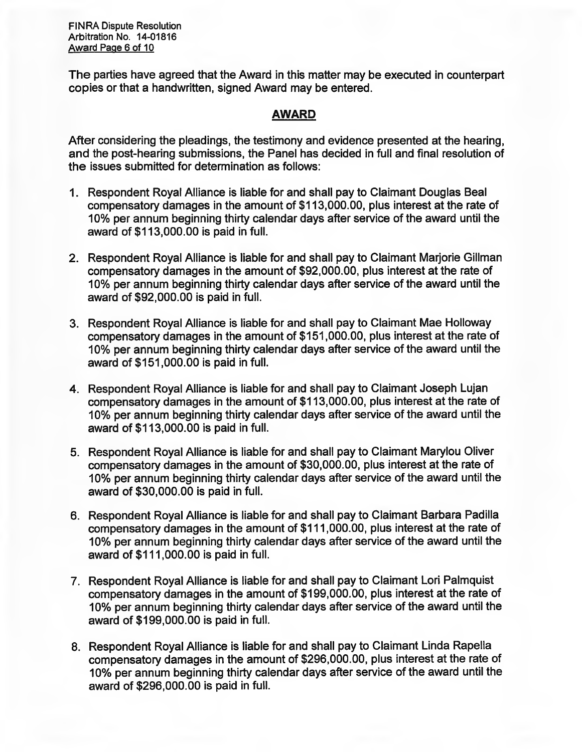The parties have agreed that the Award in this matter may be executed in counterpart copies or that a handwritten, signed Award may be entered.

## AWARD

After considering the pleadings, the testimony and evidence presented at the hearing, and the post-hearing submissions, the Panel has decided in full and final resolution of the issues submitted for determination as follows:

1. Respondent Royal Alliance is liable for and shall pay to Claimant Douglas Beal compensatory damages in the amount of $113,000.00, plus interest at the rate of 10% per annum beginning thirty calendar days after service of the award until the award of $113,000.00 is paid in full.

2. Respondent Royal Alliance is liable for and shall pay to Claimant Marjorie Gillman compensatory damages in the amount of $92,000.00, plus interest at the rate of 10% per annum beginning thirty calendar days after service of the award until the award of $92,000.00 is paid in full.

3. Respondent Royal Alliance is liable for and shall pay to Claimant Mae Holloway compensatory damages in the amount of $151,000.00, plus interest at the rate of 10% per annum beginning thirty calendar days after service of the award until the award of $151,000.00 is paid in full.

4. Respondent Royal Alliance is liable for and shall pay to Claimant Joseph Lujan compensatory damages in the amount of $113,000.00, plus interest at the rate of 10% per annum beginning thirty calendar days after service of the award until the award of $113,000.00 is paid in full.

5. Respondent Royal Alliance is liable for and shall pay to Claimant Marylou Oliver compensatory damages in the amount of $30,000.00, plus interest at the rate of 10% per annum beginning thirty calendar days after service of the award until the award of $30,000.00 is paid in full.

6. Respondent Royal Alliance is liable for and shall pay to Claimant Barbara Padilla compensatory damages in the amount of $111,000.00, plus interest at the rate of 10% per annum beginning thirty calendar days after service of the award until the award of $111,000.00 is paid in full.

7. Respondent Royal Alliance is liable for and shall pay to Claimant Lori Palmquist compensatory damages in the amount of $199,000.00, plus interest at the rate of 10% per annum beginning thirty calendar days after service of the award until the award of $199,000.00 is paid in full.

8. Respondent Royal Alliance is liable for and shall pay to Claimant Linda Rapella compensatory damages in the amount of $296,000.00, plus interest at the rate of 10% per annum beginning thirty calendar days after service of the award until the award of $296,000.00 is paid in full.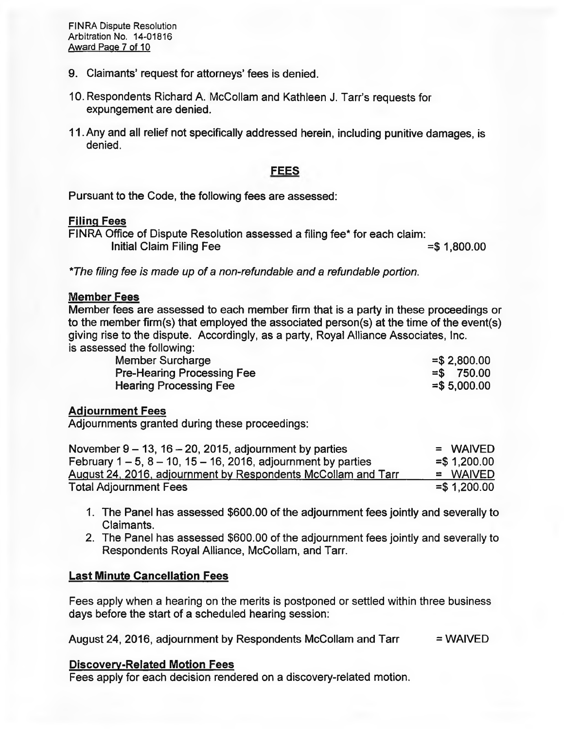9. Claimants' request for attorneys' fees is denied.

10. Respondents Richard A. McCollam and Kathleen J. Tarr's requests for expungement are denied.

11. Any and all relief not specifically addressed herein, including punitive damages, is denied.

## FEES

Pursuant to the Code, the following fees are assessed:

**Filing Fees**

FINRA Office of Dispute Resolution assessed a filing fee* for each claim:

| | |
|---|---|
| Initial Claim Filing Fee | =$ 1,800.00 |

*\*The filing fee is made up of a non-refundable and a refundable portion.*

**Member Fees**

Member fees are assessed to each member firm that is a party in these proceedings or to the member firm(s) that employed the associated person(s) at the time of the event(s) giving rise to the dispute. Accordingly, as a party, Royal Alliance Associates, Inc. is assessed the following:

| | |
|---|---|
| Member Surcharge | =$ 2,800.00 |
| Pre-Hearing Processing Fee | =$ 750.00 |
| Hearing Processing Fee | =$ 5,000.00 |

**Adjournment Fees**

Adjournments granted during these proceedings:

| | |
|---|---|
| November 9 – 13, 16 – 20, 2015, adjournment by parties | = WAIVED |
| February 1 – 5, 8 – 10, 15 – 16, 2016, adjournment by parties | =$ 1,200.00 |
| August 24, 2016, adjournment by Respondents McCollam and Tarr | = WAIVED |
| Total Adjournment Fees | =$ 1,200.00 |

1. The Panel has assessed $600.00 of the adjournment fees jointly and severally to Claimants.
2. The Panel has assessed $600.00 of the adjournment fees jointly and severally to Respondents Royal Alliance, McCollam, and Tarr.

**Last Minute Cancellation Fees**

Fees apply when a hearing on the merits is postponed or settled within three business days before the start of a scheduled hearing session:

| | |
|---|---|
| August 24, 2016, adjournment by Respondents McCollam and Tarr | = WAIVED |

**Discovery-Related Motion Fees**

Fees apply for each decision rendered on a discovery-related motion.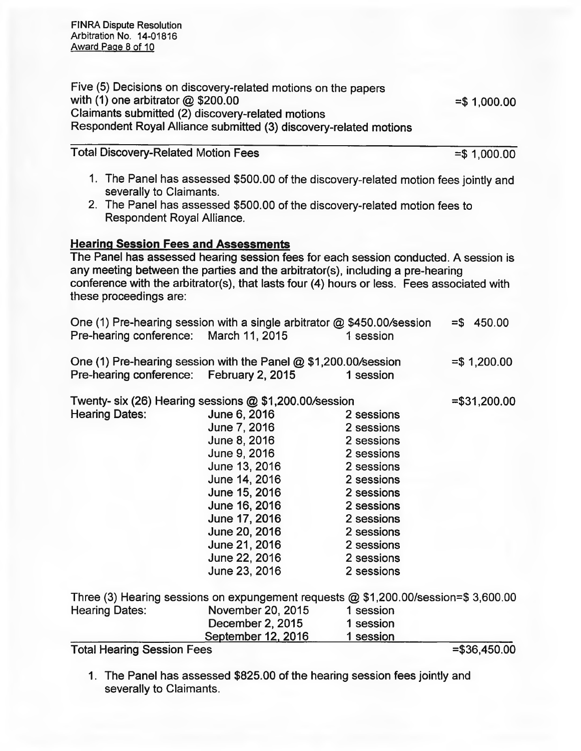Five (5) Decisions on discovery-related motions on the papers with (1) one arbitrator @ $200.00 =$ 1,000.00
Claimants submitted (2) discovery-related motions
Respondent Royal Alliance submitted (3) discovery-related motions

Total Discovery-Related Motion Fees =$ 1,000.00

1. The Panel has assessed $500.00 of the discovery-related motion fees jointly and severally to Claimants.
2. The Panel has assessed $500.00 of the discovery-related motion fees to Respondent Royal Alliance.

**Hearing Session Fees and Assessments**

The Panel has assessed hearing session fees for each session conducted. A session is any meeting between the parties and the arbitrator(s), including a pre-hearing conference with the arbitrator(s), that lasts four (4) hours or less. Fees associated with these proceedings are:

One (1) Pre-hearing session with a single arbitrator @ $450.00/session =$ 450.00
Pre-hearing conference: March 11, 2015 1 session

One (1) Pre-hearing session with the Panel @ $1,200.00/session =$ 1,200.00
Pre-hearing conference: February 2, 2015 1 session

Twenty- six (26) Hearing sessions @ $1,200.00/session =$31,200.00

| Hearing Dates: | | |
|---|---|---|
| | June 6, 2016 | 2 sessions |
| | June 7, 2016 | 2 sessions |
| | June 8, 2016 | 2 sessions |
| | June 9, 2016 | 2 sessions |
| | June 13, 2016 | 2 sessions |
| | June 14, 2016 | 2 sessions |
| | June 15, 2016 | 2 sessions |
| | June 16, 2016 | 2 sessions |
| | June 17, 2016 | 2 sessions |
| | June 20, 2016 | 2 sessions |
| | June 21, 2016 | 2 sessions |
| | June 22, 2016 | 2 sessions |
| | June 23, 2016 | 2 sessions |

Three (3) Hearing sessions on expungement requests @ $1,200.00/session=$ 3,600.00

| Hearing Dates: | | |
|---|---|---|
| | November 20, 2015 | 1 session |
| | December 2, 2015 | 1 session |
| | September 12, 2016 | 1 session |

Total Hearing Session Fees =$36,450.00

1. The Panel has assessed $825.00 of the hearing session fees jointly and severally to Claimants.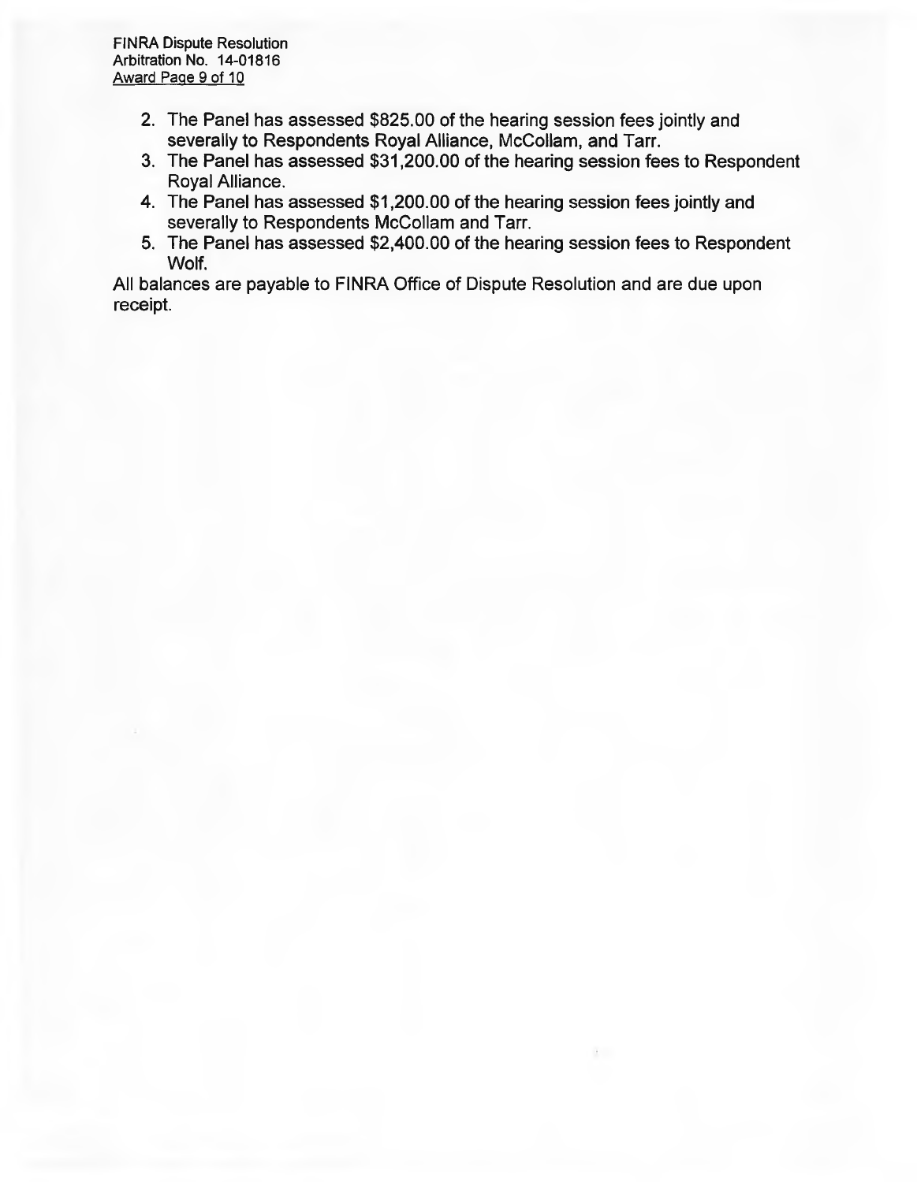2. The Panel has assessed $825.00 of the hearing session fees jointly and severally to Respondents Royal Alliance, McCollam, and Tarr.
3. The Panel has assessed $31,200.00 of the hearing session fees to Respondent Royal Alliance.
4. The Panel has assessed $1,200.00 of the hearing session fees jointly and severally to Respondents McCollam and Tarr.
5. The Panel has assessed $2,400.00 of the hearing session fees to Respondent Wolf.

All balances are payable to FINRA Office of Dispute Resolution and are due upon receipt.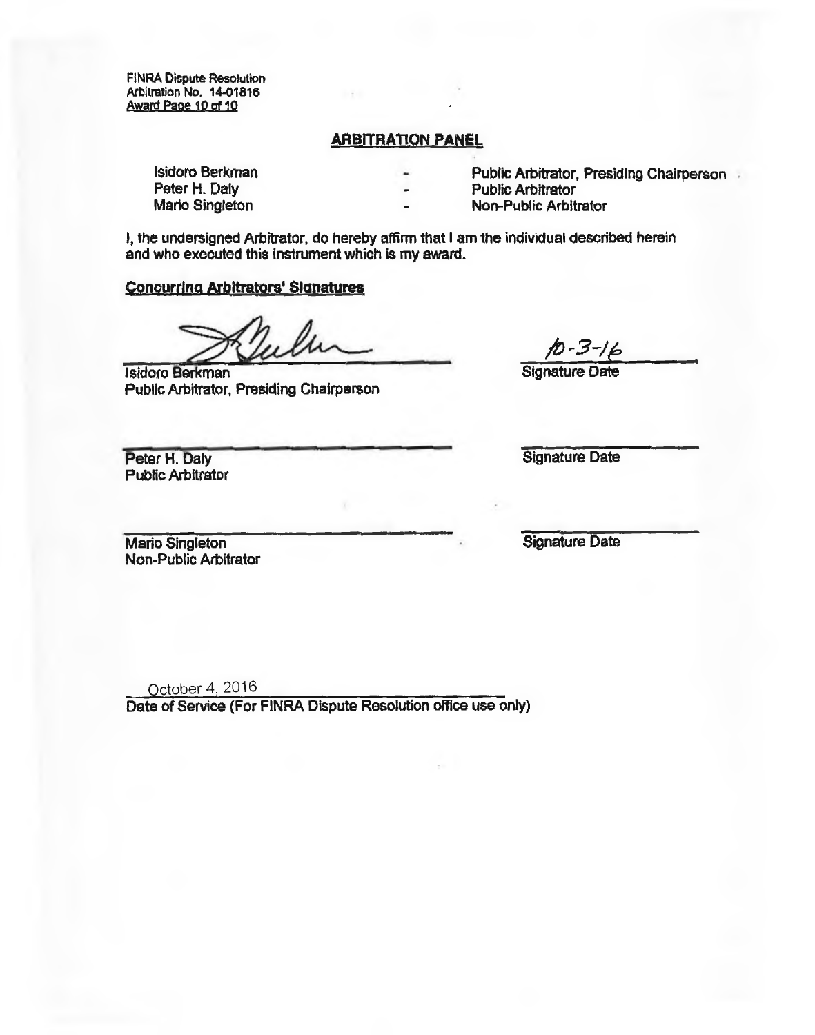## ARBITRATION PANEL

| | | |
|---|---|---|
| Isidoro Berkman | - | Public Arbitrator, Presiding Chairperson |
| Peter H. Daly | - | Public Arbitrator |
| Mario Singleton | - | Non-Public Arbitrator |

I, the undersigned Arbitrator, do hereby affirm that I am the individual described herein and who executed this instrument which is my award.

**Concurring Arbitrators' Signatures**

| | |
|---|---|
| Isidoro Berkman | 10-3-16 |
| Public Arbitrator, Presiding Chairperson | Signature Date |
| | |
| Peter H. Daly | Signature Date |
| Public Arbitrator | |
| | |
| Mario Singleton | Signature Date |
| Non-Public Arbitrator | |

October 4, 2016

Date of Service (For FINRA Dispute Resolution office use only)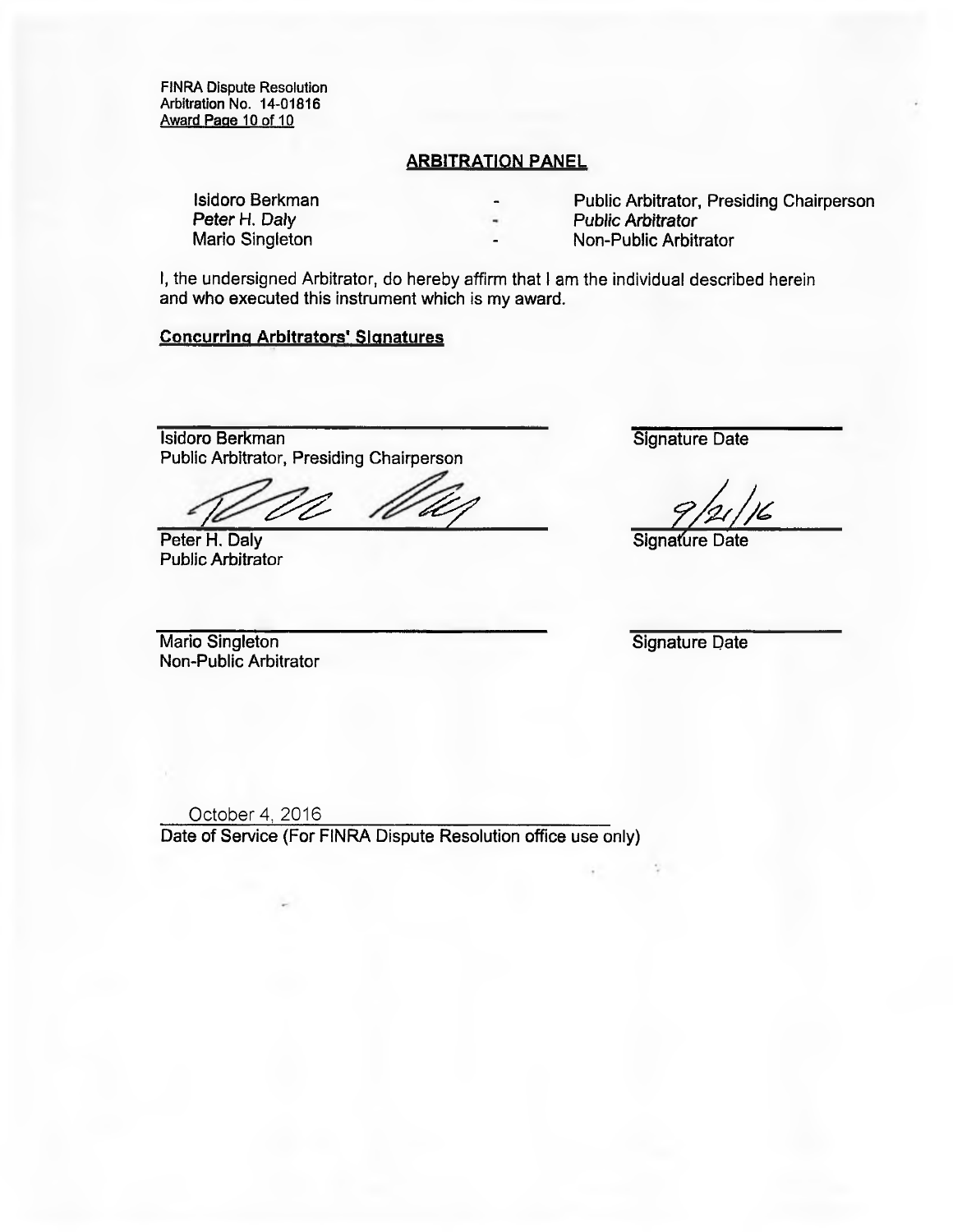FINRA Dispute Resolution
Arbitration No. 14-01816

## ARBITRATION PANEL

| | | |
|---|---|---|
| Isidoro Berkman | - | Public Arbitrator, Presiding Chairperson |
| Peter H. Daly | - | Public Arbitrator |
| Mario Singleton | - | Non-Public Arbitrator |

I, the undersigned Arbitrator, do hereby affirm that I am the individual described herein and who executed this instrument which is my award.

**Concurring Arbitrators' Signatures**

_______________________________ &nbsp;&nbsp;&nbsp; _______________
Isidoro Berkman &nbsp;&nbsp;&nbsp; Signature Date
Public Arbitrator, Presiding Chairperson

[signature] &nbsp;&nbsp;&nbsp; 9/21/16
Peter H. Daly &nbsp;&nbsp;&nbsp; Signature Date
Public Arbitrator

_______________________________ &nbsp;&nbsp;&nbsp; _______________
Mario Singleton &nbsp;&nbsp;&nbsp; Signature Date
Non-Public Arbitrator

October 4, 2016
Date of Service (For FINRA Dispute Resolution office use only)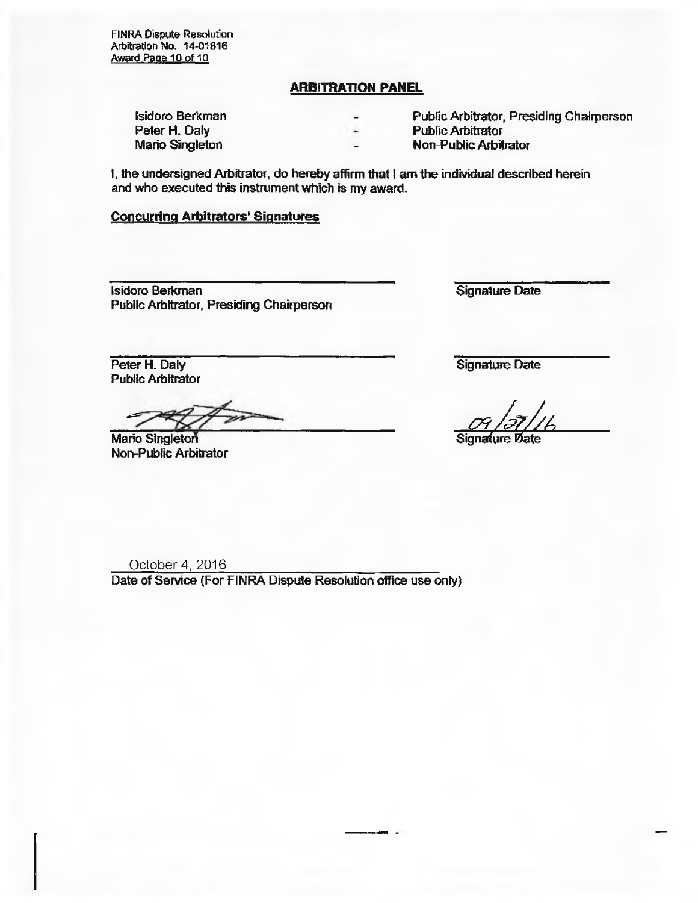FINRA Dispute Resolution
Arbitration No. 14-01816

## ARBITRATION PANEL

| | | |
|---|---|---|
| Isidoro Berkman | - | Public Arbitrator, Presiding Chairperson |
| Peter H. Daly | - | Public Arbitrator |
| Mario Singleton | - | Non-Public Arbitrator |

I, the undersigned Arbitrator, do hereby affirm that I am the individual described herein and who executed this instrument which is my award.

**Concurring Arbitrators' Signatures**

______________________________
Isidoro Berkman
Public Arbitrator, Presiding Chairperson

______________
Signature Date

______________________________
Peter H. Daly
Public Arbitrator

______________
Signature Date

______________________________
Mario Singleton
Non-Public Arbitrator

09/27/16
Signature Date

October 4, 2016
Date of Service (For FINRA Dispute Resolution office use only)